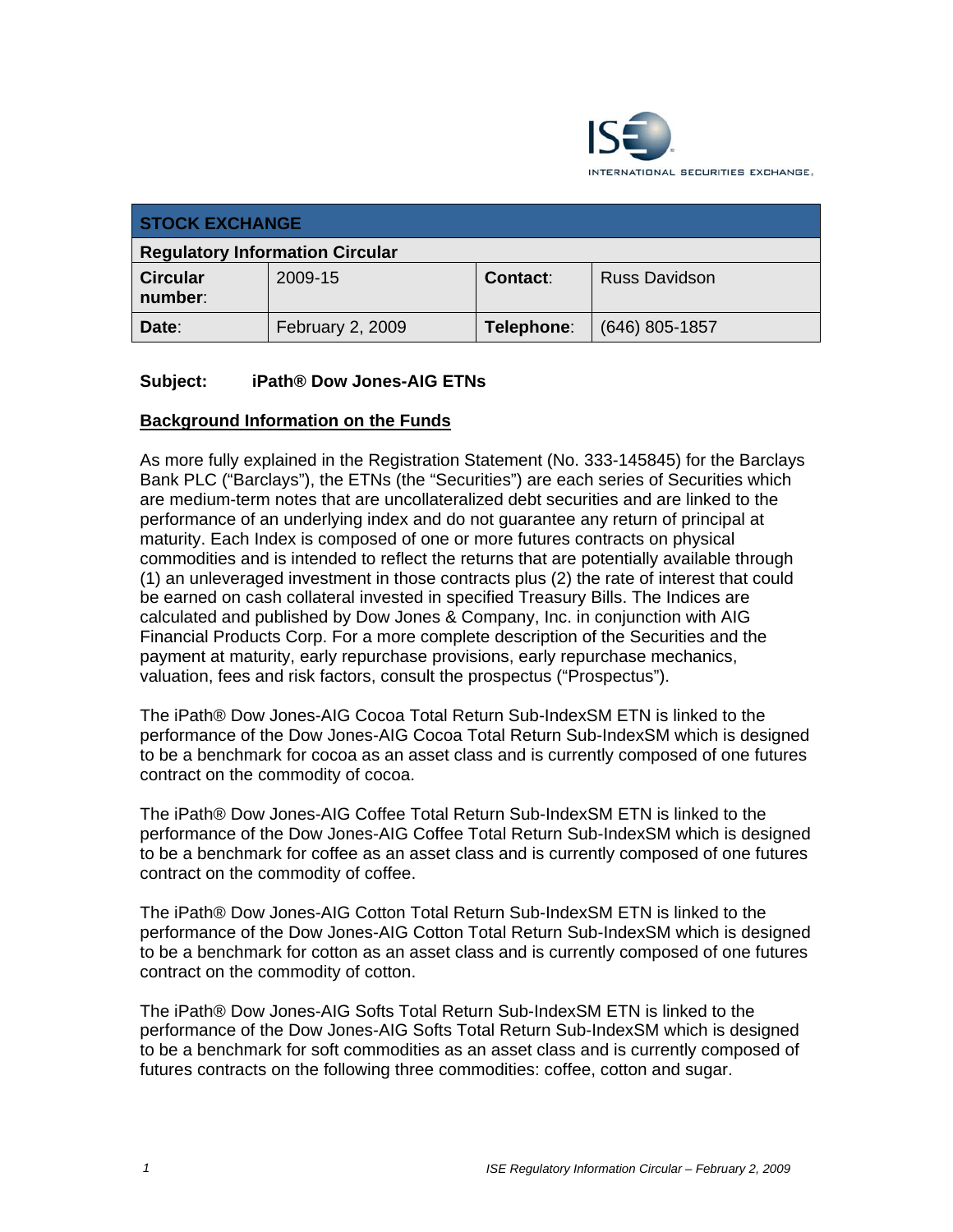ISE INTERNATIONAL SECURITIES EXCHANGE.

| STOCK EXCHANGE | | | |
|---|---|---|---|
| **Regulatory Information Circular** | | | |
| **Circular number**: | 2009-15 | **Contact**: | Russ Davidson |
| **Date**: | February 2, 2009 | **Telephone**: | (646) 805-1857 |

**Subject: iPath® Dow Jones-AIG ETNs**

## Background Information on the Funds

As more fully explained in the Registration Statement (No. 333-145845) for the Barclays Bank PLC ("Barclays"), the ETNs (the "Securities") are each series of Securities which are medium-term notes that are uncollateralized debt securities and are linked to the performance of an underlying index and do not guarantee any return of principal at maturity. Each Index is composed of one or more futures contracts on physical commodities and is intended to reflect the returns that are potentially available through (1) an unleveraged investment in those contracts plus (2) the rate of interest that could be earned on cash collateral invested in specified Treasury Bills. The Indices are calculated and published by Dow Jones & Company, Inc. in conjunction with AIG Financial Products Corp. For a more complete description of the Securities and the payment at maturity, early repurchase provisions, early repurchase mechanics, valuation, fees and risk factors, consult the prospectus ("Prospectus").

The iPath® Dow Jones-AIG Cocoa Total Return Sub-IndexSM ETN is linked to the performance of the Dow Jones-AIG Cocoa Total Return Sub-IndexSM which is designed to be a benchmark for cocoa as an asset class and is currently composed of one futures contract on the commodity of cocoa.

The iPath® Dow Jones-AIG Coffee Total Return Sub-IndexSM ETN is linked to the performance of the Dow Jones-AIG Coffee Total Return Sub-IndexSM which is designed to be a benchmark for coffee as an asset class and is currently composed of one futures contract on the commodity of coffee.

The iPath® Dow Jones-AIG Cotton Total Return Sub-IndexSM ETN is linked to the performance of the Dow Jones-AIG Cotton Total Return Sub-IndexSM which is designed to be a benchmark for cotton as an asset class and is currently composed of one futures contract on the commodity of cotton.

The iPath® Dow Jones-AIG Softs Total Return Sub-IndexSM ETN is linked to the performance of the Dow Jones-AIG Softs Total Return Sub-IndexSM which is designed to be a benchmark for soft commodities as an asset class and is currently composed of futures contracts on the following three commodities: coffee, cotton and sugar.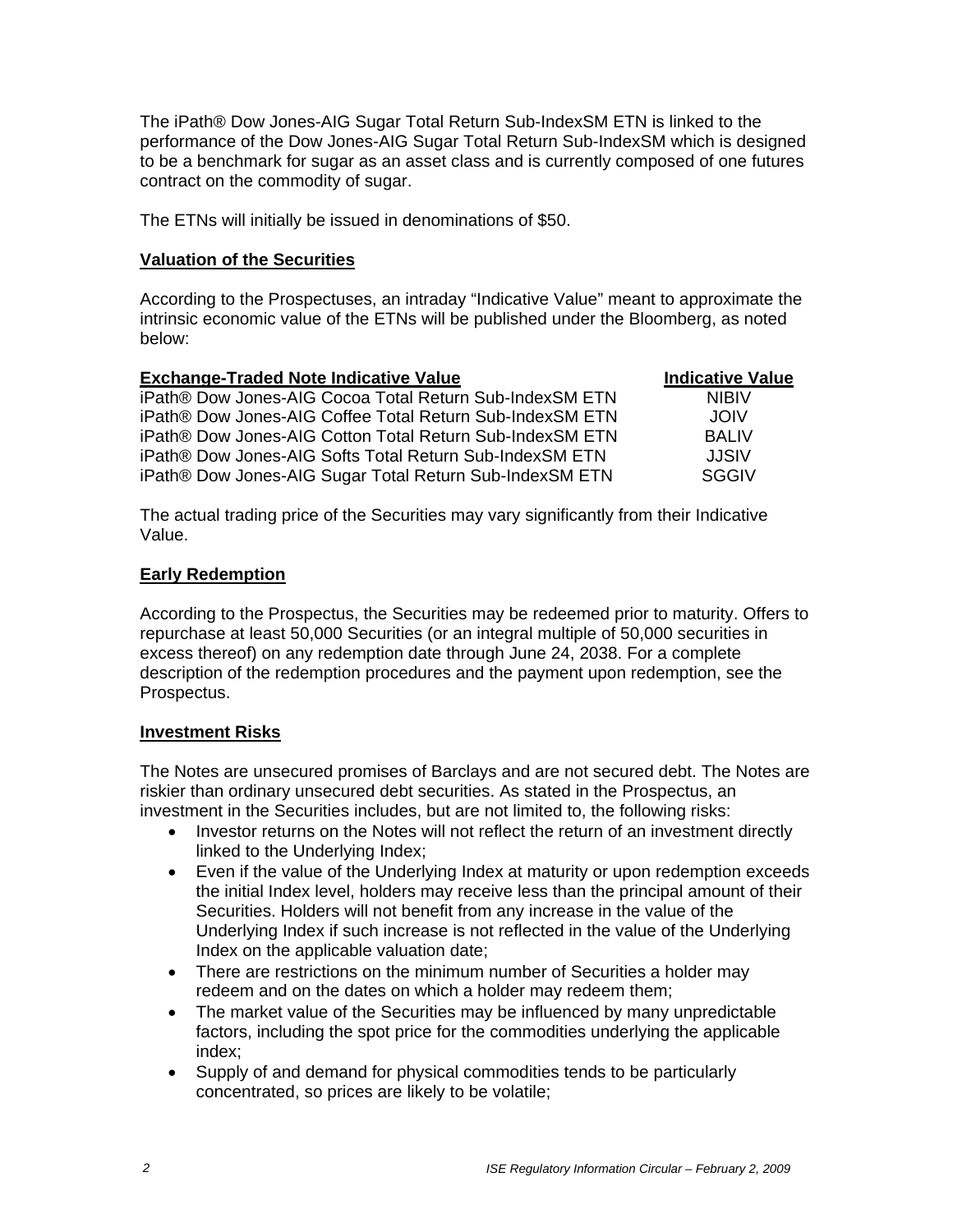The iPath® Dow Jones-AIG Sugar Total Return Sub-IndexSM ETN is linked to the performance of the Dow Jones-AIG Sugar Total Return Sub-IndexSM which is designed to be a benchmark for sugar as an asset class and is currently composed of one futures contract on the commodity of sugar.

The ETNs will initially be issued in denominations of $50.

## Valuation of the Securities

According to the Prospectuses, an intraday "Indicative Value" meant to approximate the intrinsic economic value of the ETNs will be published under the Bloomberg, as noted below:

| Exchange-Traded Note Indicative Value | Indicative Value |
|---|---|
| iPath® Dow Jones-AIG Cocoa Total Return Sub-IndexSM ETN | NIBIV |
| iPath® Dow Jones-AIG Coffee Total Return Sub-IndexSM ETN | JOIV |
| iPath® Dow Jones-AIG Cotton Total Return Sub-IndexSM ETN | BALIV |
| iPath® Dow Jones-AIG Softs Total Return Sub-IndexSM ETN | JJSIV |
| iPath® Dow Jones-AIG Sugar Total Return Sub-IndexSM ETN | SGGIV |

The actual trading price of the Securities may vary significantly from their Indicative Value.

## Early Redemption

According to the Prospectus, the Securities may be redeemed prior to maturity. Offers to repurchase at least 50,000 Securities (or an integral multiple of 50,000 securities in excess thereof) on any redemption date through June 24, 2038. For a complete description of the redemption procedures and the payment upon redemption, see the Prospectus.

## Investment Risks

The Notes are unsecured promises of Barclays and are not secured debt. The Notes are riskier than ordinary unsecured debt securities. As stated in the Prospectus, an investment in the Securities includes, but are not limited to, the following risks:

- Investor returns on the Notes will not reflect the return of an investment directly linked to the Underlying Index;
- Even if the value of the Underlying Index at maturity or upon redemption exceeds the initial Index level, holders may receive less than the principal amount of their Securities. Holders will not benefit from any increase in the value of the Underlying Index if such increase is not reflected in the value of the Underlying Index on the applicable valuation date;
- There are restrictions on the minimum number of Securities a holder may redeem and on the dates on which a holder may redeem them;
- The market value of the Securities may be influenced by many unpredictable factors, including the spot price for the commodities underlying the applicable index;
- Supply of and demand for physical commodities tends to be particularly concentrated, so prices are likely to be volatile;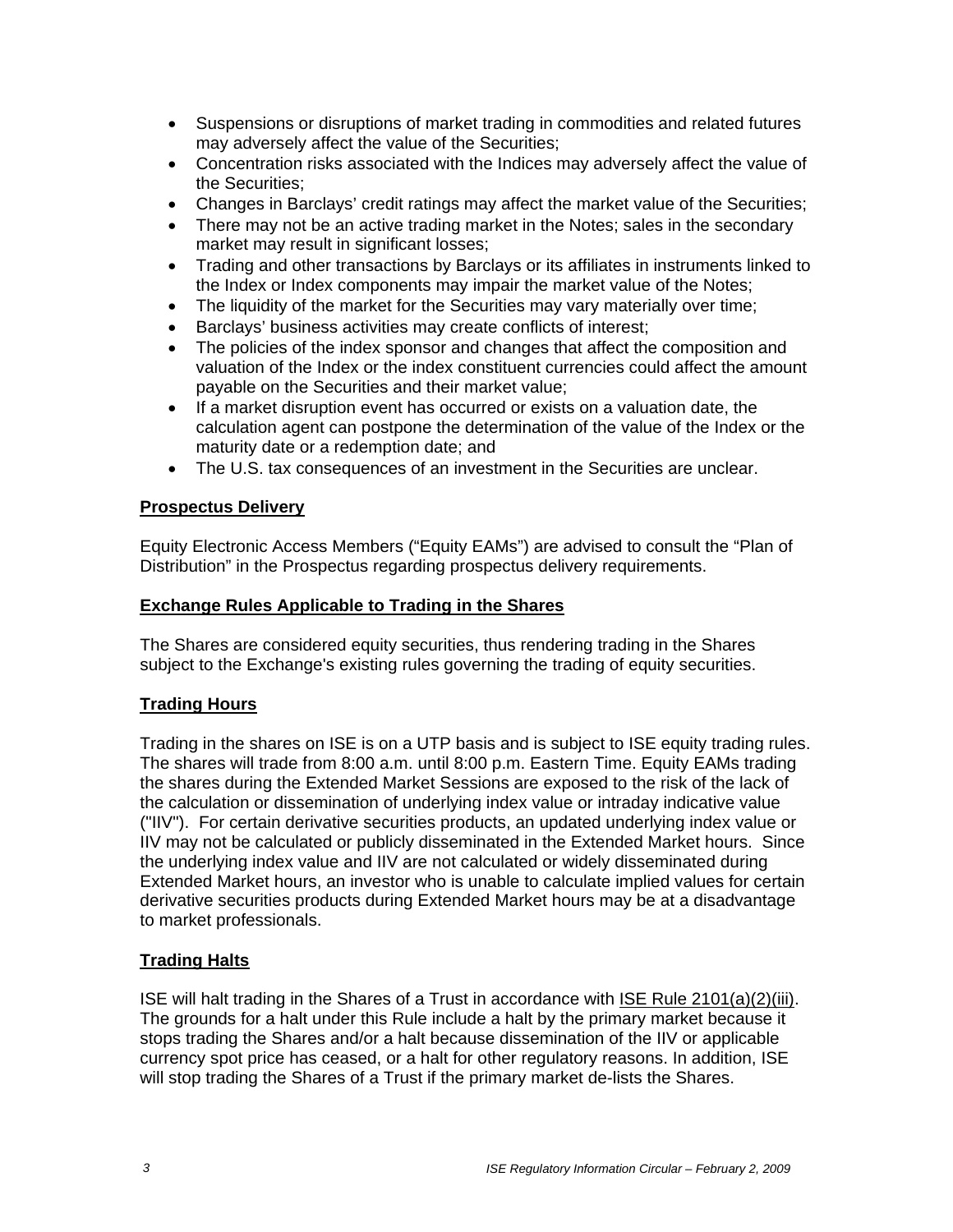- Suspensions or disruptions of market trading in commodities and related futures may adversely affect the value of the Securities;
- Concentration risks associated with the Indices may adversely affect the value of the Securities;
- Changes in Barclays' credit ratings may affect the market value of the Securities;
- There may not be an active trading market in the Notes; sales in the secondary market may result in significant losses;
- Trading and other transactions by Barclays or its affiliates in instruments linked to the Index or Index components may impair the market value of the Notes;
- The liquidity of the market for the Securities may vary materially over time;
- Barclays' business activities may create conflicts of interest;
- The policies of the index sponsor and changes that affect the composition and valuation of the Index or the index constituent currencies could affect the amount payable on the Securities and their market value;
- If a market disruption event has occurred or exists on a valuation date, the calculation agent can postpone the determination of the value of the Index or the maturity date or a redemption date; and
- The U.S. tax consequences of an investment in the Securities are unclear.

## Prospectus Delivery

Equity Electronic Access Members ("Equity EAMs") are advised to consult the "Plan of Distribution" in the Prospectus regarding prospectus delivery requirements.

## Exchange Rules Applicable to Trading in the Shares

The Shares are considered equity securities, thus rendering trading in the Shares subject to the Exchange's existing rules governing the trading of equity securities.

## Trading Hours

Trading in the shares on ISE is on a UTP basis and is subject to ISE equity trading rules. The shares will trade from 8:00 a.m. until 8:00 p.m. Eastern Time. Equity EAMs trading the shares during the Extended Market Sessions are exposed to the risk of the lack of the calculation or dissemination of underlying index value or intraday indicative value ("IIV"). For certain derivative securities products, an updated underlying index value or IIV may not be calculated or publicly disseminated in the Extended Market hours. Since the underlying index value and IIV are not calculated or widely disseminated during Extended Market hours, an investor who is unable to calculate implied values for certain derivative securities products during Extended Market hours may be at a disadvantage to market professionals.

## Trading Halts

ISE will halt trading in the Shares of a Trust in accordance with ISE Rule 2101(a)(2)(iii). The grounds for a halt under this Rule include a halt by the primary market because it stops trading the Shares and/or a halt because dissemination of the IIV or applicable currency spot price has ceased, or a halt for other regulatory reasons. In addition, ISE will stop trading the Shares of a Trust if the primary market de-lists the Shares.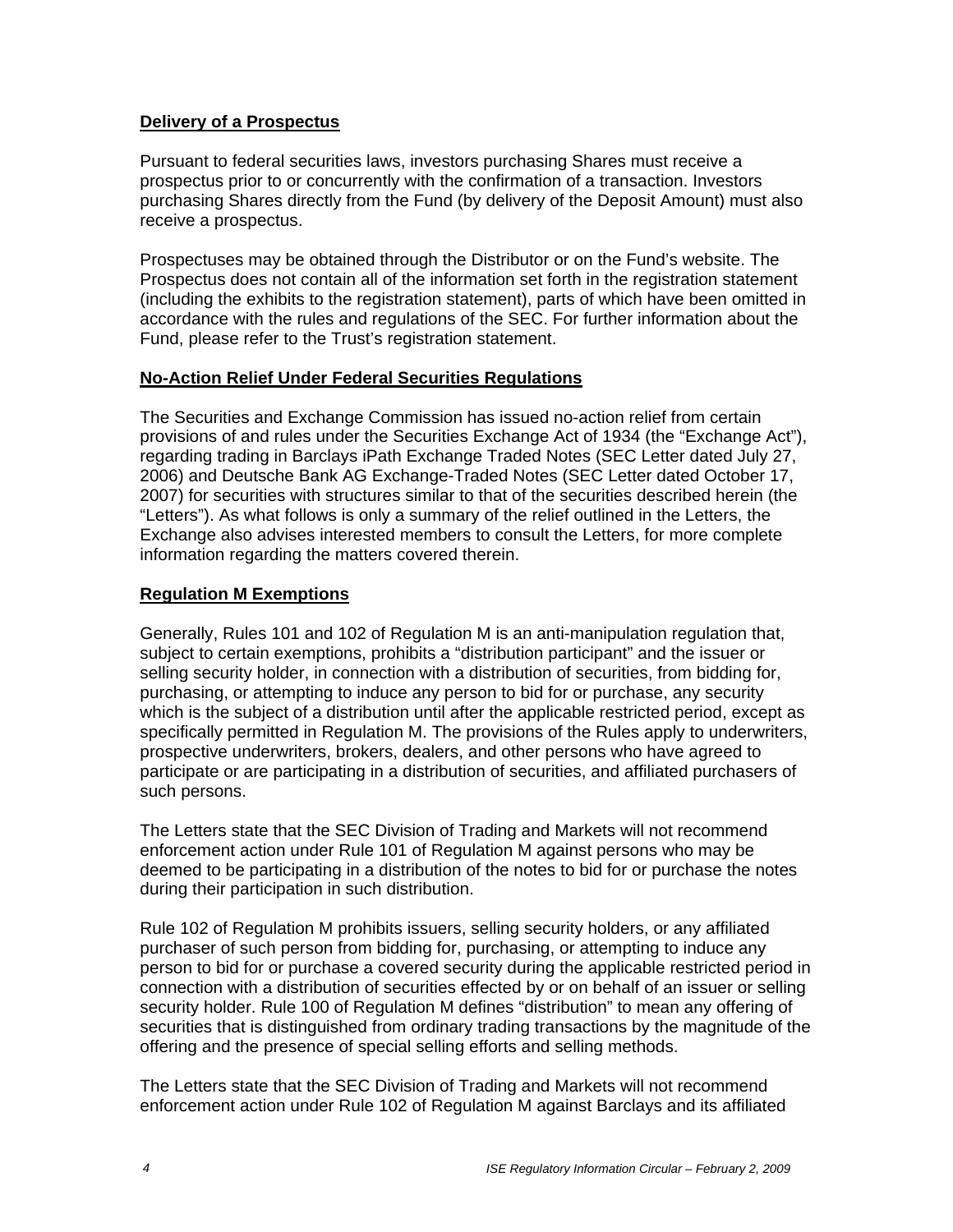**Delivery of a Prospectus**

Pursuant to federal securities laws, investors purchasing Shares must receive a prospectus prior to or concurrently with the confirmation of a transaction. Investors purchasing Shares directly from the Fund (by delivery of the Deposit Amount) must also receive a prospectus.

Prospectuses may be obtained through the Distributor or on the Fund's website. The Prospectus does not contain all of the information set forth in the registration statement (including the exhibits to the registration statement), parts of which have been omitted in accordance with the rules and regulations of the SEC. For further information about the Fund, please refer to the Trust's registration statement.

**No-Action Relief Under Federal Securities Regulations**

The Securities and Exchange Commission has issued no-action relief from certain provisions of and rules under the Securities Exchange Act of 1934 (the "Exchange Act"), regarding trading in Barclays iPath Exchange Traded Notes (SEC Letter dated July 27, 2006) and Deutsche Bank AG Exchange-Traded Notes (SEC Letter dated October 17, 2007) for securities with structures similar to that of the securities described herein (the "Letters"). As what follows is only a summary of the relief outlined in the Letters, the Exchange also advises interested members to consult the Letters, for more complete information regarding the matters covered therein.

**Regulation M Exemptions**

Generally, Rules 101 and 102 of Regulation M is an anti-manipulation regulation that, subject to certain exemptions, prohibits a "distribution participant" and the issuer or selling security holder, in connection with a distribution of securities, from bidding for, purchasing, or attempting to induce any person to bid for or purchase, any security which is the subject of a distribution until after the applicable restricted period, except as specifically permitted in Regulation M. The provisions of the Rules apply to underwriters, prospective underwriters, brokers, dealers, and other persons who have agreed to participate or are participating in a distribution of securities, and affiliated purchasers of such persons.

The Letters state that the SEC Division of Trading and Markets will not recommend enforcement action under Rule 101 of Regulation M against persons who may be deemed to be participating in a distribution of the notes to bid for or purchase the notes during their participation in such distribution.

Rule 102 of Regulation M prohibits issuers, selling security holders, or any affiliated purchaser of such person from bidding for, purchasing, or attempting to induce any person to bid for or purchase a covered security during the applicable restricted period in connection with a distribution of securities effected by or on behalf of an issuer or selling security holder. Rule 100 of Regulation M defines "distribution" to mean any offering of securities that is distinguished from ordinary trading transactions by the magnitude of the offering and the presence of special selling efforts and selling methods.

The Letters state that the SEC Division of Trading and Markets will not recommend enforcement action under Rule 102 of Regulation M against Barclays and its affiliated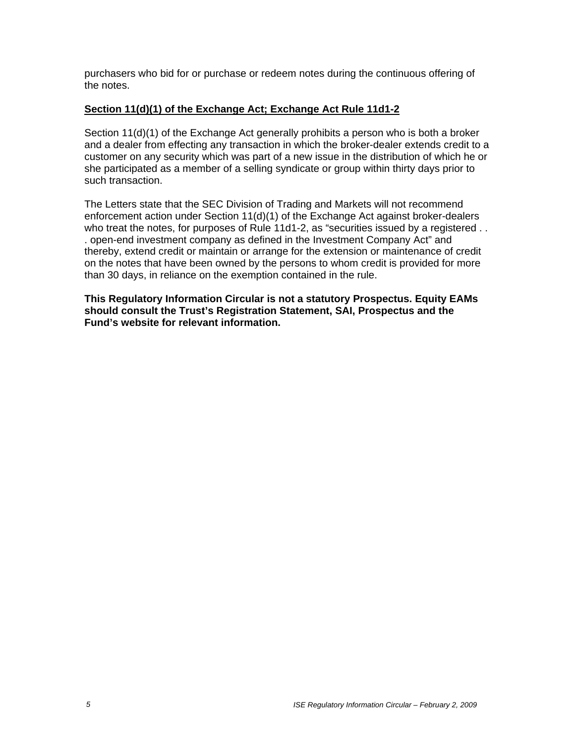purchasers who bid for or purchase or redeem notes during the continuous offering of the notes.

**Section 11(d)(1) of the Exchange Act; Exchange Act Rule 11d1-2**

Section 11(d)(1) of the Exchange Act generally prohibits a person who is both a broker and a dealer from effecting any transaction in which the broker-dealer extends credit to a customer on any security which was part of a new issue in the distribution of which he or she participated as a member of a selling syndicate or group within thirty days prior to such transaction.

The Letters state that the SEC Division of Trading and Markets will not recommend enforcement action under Section 11(d)(1) of the Exchange Act against broker-dealers who treat the notes, for purposes of Rule 11d1-2, as "securities issued by a registered . . . open-end investment company as defined in the Investment Company Act" and thereby, extend credit or maintain or arrange for the extension or maintenance of credit on the notes that have been owned by the persons to whom credit is provided for more than 30 days, in reliance on the exemption contained in the rule.

**This Regulatory Information Circular is not a statutory Prospectus. Equity EAMs should consult the Trust's Registration Statement, SAI, Prospectus and the Fund's website for relevant information.**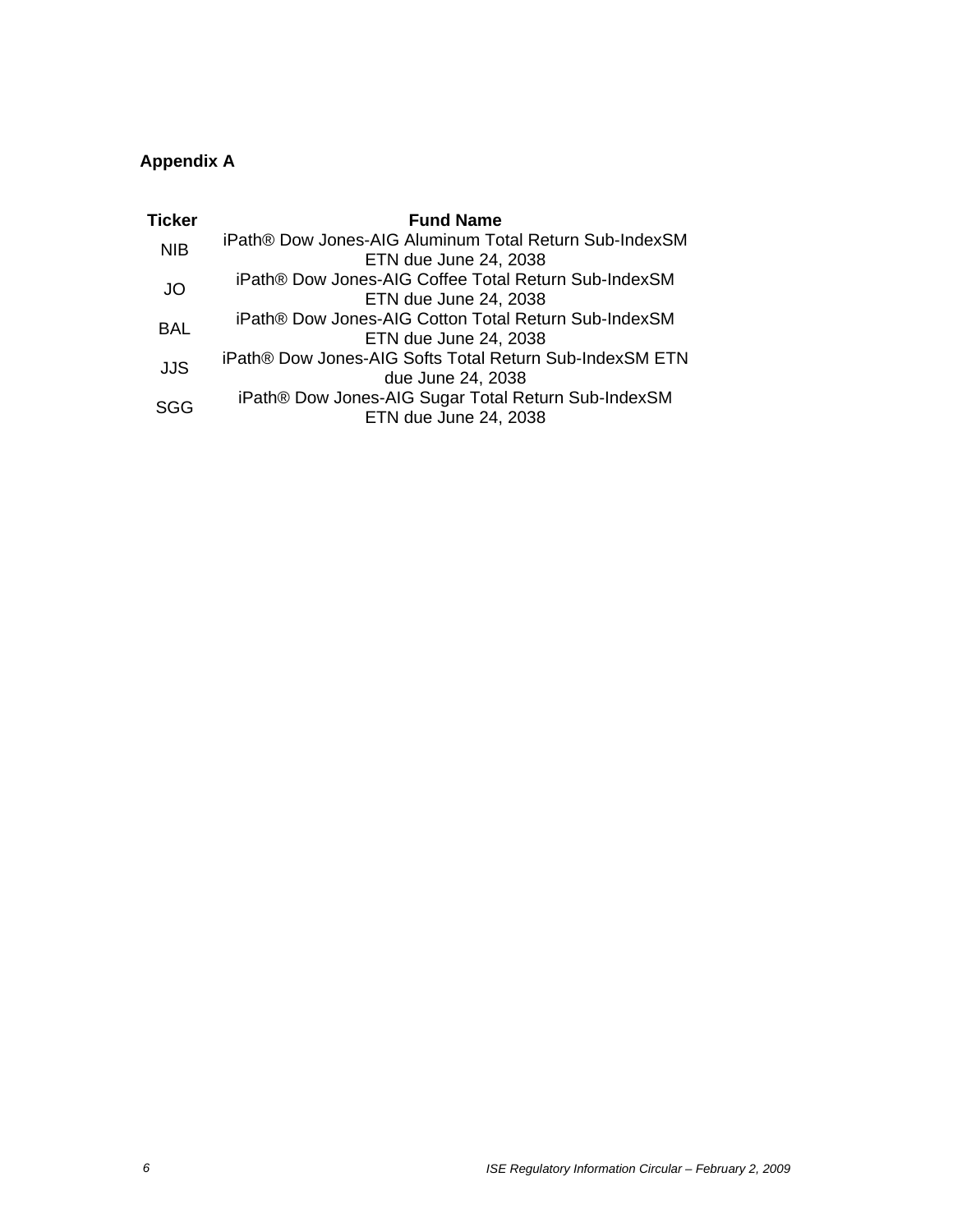## Appendix A

| Ticker | Fund Name |
|---|---|
| NIB | iPath® Dow Jones-AIG Aluminum Total Return Sub-IndexSM ETN due June 24, 2038 |
| JO | iPath® Dow Jones-AIG Coffee Total Return Sub-IndexSM ETN due June 24, 2038 |
| BAL | iPath® Dow Jones-AIG Cotton Total Return Sub-IndexSM ETN due June 24, 2038 |
| JJS | iPath® Dow Jones-AIG Softs Total Return Sub-IndexSM ETN due June 24, 2038 |
| SGG | iPath® Dow Jones-AIG Sugar Total Return Sub-IndexSM ETN due June 24, 2038 |